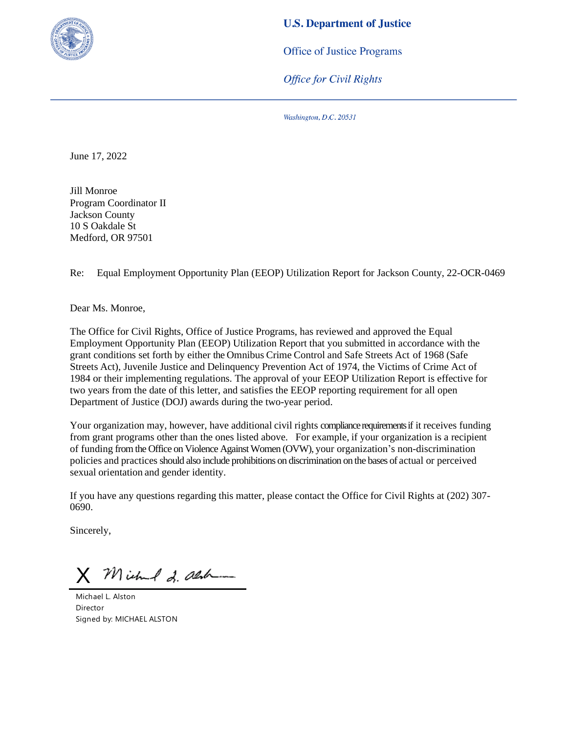**U.S. Department of Justice**

Office of Justice Programs

*Office for Civil Rights*

*Washington, D.C. 20531*

June 17, 2022

Jill Monroe
Program Coordinator II
Jackson County
10 S Oakdale St
Medford, OR 97501

Re: Equal Employment Opportunity Plan (EEOP) Utilization Report for Jackson County, 22-OCR-0469

Dear Ms. Monroe,

The Office for Civil Rights, Office of Justice Programs, has reviewed and approved the Equal Employment Opportunity Plan (EEOP) Utilization Report that you submitted in accordance with the grant conditions set forth by either the Omnibus Crime Control and Safe Streets Act of 1968 (Safe Streets Act), Juvenile Justice and Delinquency Prevention Act of 1974, the Victims of Crime Act of 1984 or their implementing regulations. The approval of your EEOP Utilization Report is effective for two years from the date of this letter, and satisfies the EEOP reporting requirement for all open Department of Justice (DOJ) awards during the two-year period.

Your organization may, however, have additional civil rights compliance requirements if it receives funding from grant programs other than the ones listed above. For example, if your organization is a recipient of funding from the Office on Violence Against Women (OVW), your organization's non-discrimination policies and practices should also include prohibitions on discrimination on the bases of actual or perceived sexual orientation and gender identity.

If you have any questions regarding this matter, please contact the Office for Civil Rights at (202) 307-0690.

Sincerely,

X Michael L. Alston

Michael L. Alston
Director
Signed by: MICHAEL ALSTON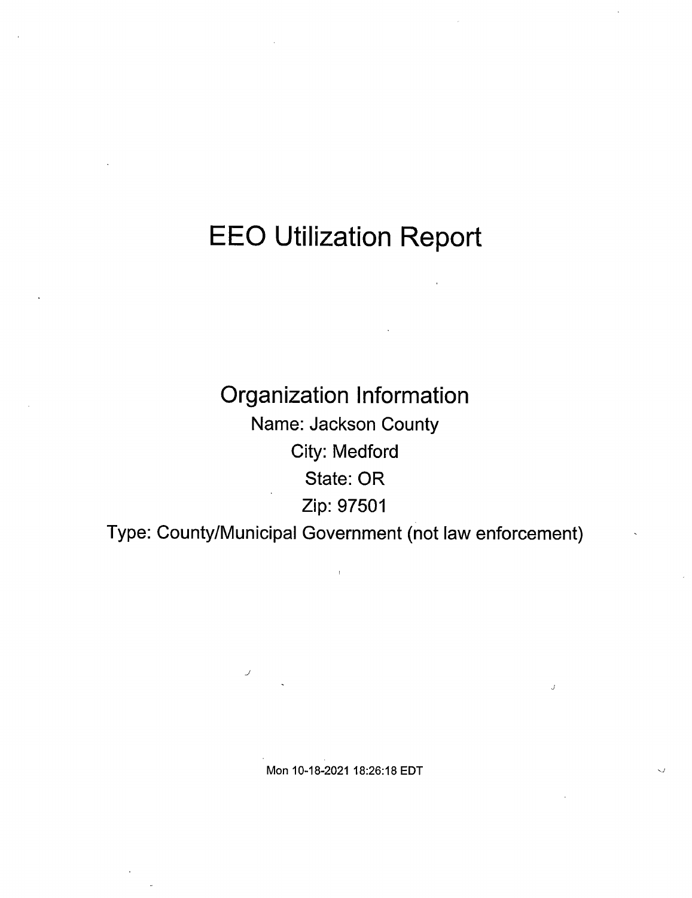# EEO Utilization Report

## Organization Information

Name: Jackson County

City: Medford

State: OR

Zip: 97501

Type: County/Municipal Government (not law enforcement)

Mon 10-18-2021 18:26:18 EDT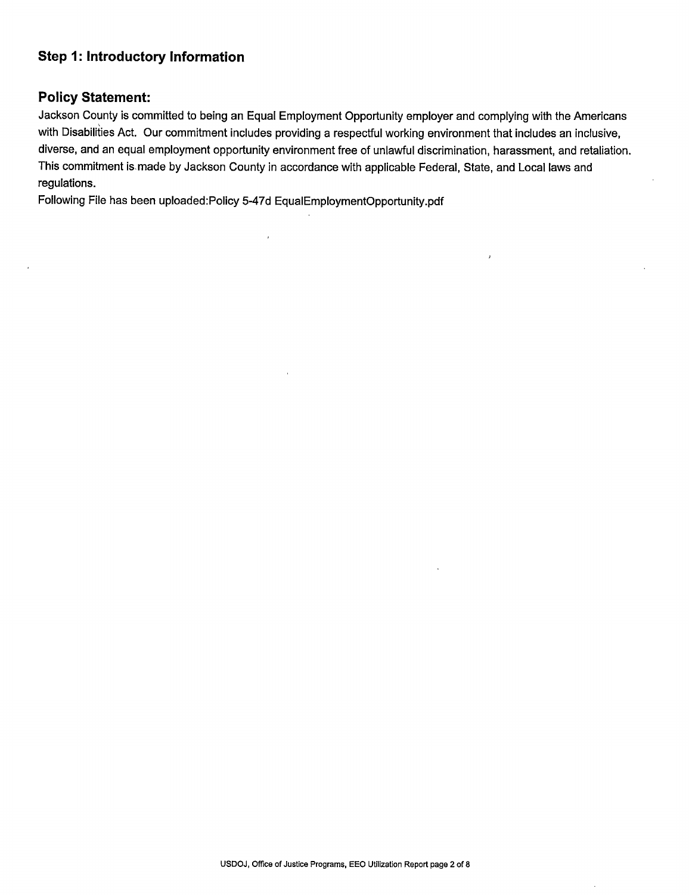## Step 1: Introductory Information

### Policy Statement:

Jackson County is committed to being an Equal Employment Opportunity employer and complying with the Americans with Disabilities Act. Our commitment includes providing a respectful working environment that includes an inclusive, diverse, and an equal employment opportunity environment free of unlawful discrimination, harassment, and retaliation. This commitment is made by Jackson County in accordance with applicable Federal, State, and Local laws and regulations.

Following File has been uploaded:Policy 5-47d EqualEmploymentOpportunity.pdf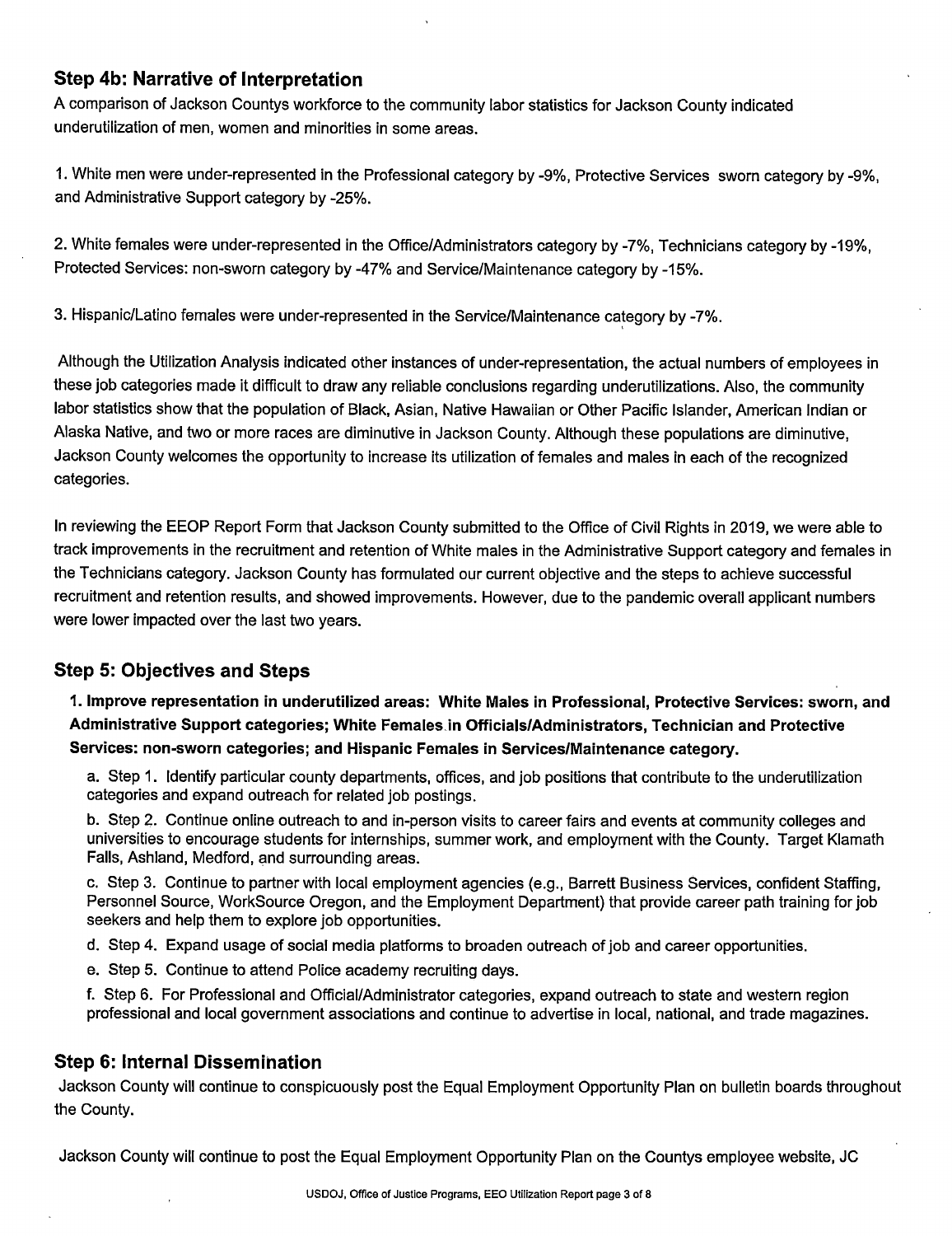## Step 4b: Narrative of Interpretation

A comparison of Jackson Countys workforce to the community labor statistics for Jackson County indicated underutilization of men, women and minorities in some areas.

1. White men were under-represented in the Professional category by -9%, Protective Services sworn category by -9%, and Administrative Support category by -25%.

2. White females were under-represented in the Office/Administrators category by -7%, Technicians category by -19%, Protected Services: non-sworn category by -47% and Service/Maintenance category by -15%.

3. Hispanic/Latino females were under-represented in the Service/Maintenance category by -7%.

Although the Utilization Analysis indicated other instances of under-representation, the actual numbers of employees in these job categories made it difficult to draw any reliable conclusions regarding underutilizations. Also, the community labor statistics show that the population of Black, Asian, Native Hawaiian or Other Pacific Islander, American Indian or Alaska Native, and two or more races are diminutive in Jackson County. Although these populations are diminutive, Jackson County welcomes the opportunity to increase its utilization of females and males in each of the recognized categories.

In reviewing the EEOP Report Form that Jackson County submitted to the Office of Civil Rights in 2019, we were able to track improvements in the recruitment and retention of White males in the Administrative Support category and females in the Technicians category. Jackson County has formulated our current objective and the steps to achieve successful recruitment and retention results, and showed improvements. However, due to the pandemic overall applicant numbers were lower impacted over the last two years.

## Step 5: Objectives and Steps

**1. Improve representation in underutilized areas: White Males in Professional, Protective Services: sworn, and Administrative Support categories; White Females in Officials/Administrators, Technician and Protective Services: non-sworn categories; and Hispanic Females in Services/Maintenance category.**

a. Step 1. Identify particular county departments, offices, and job positions that contribute to the underutilization categories and expand outreach for related job postings.

b. Step 2. Continue online outreach to and in-person visits to career fairs and events at community colleges and universities to encourage students for internships, summer work, and employment with the County. Target Klamath Falls, Ashland, Medford, and surrounding areas.

c. Step 3. Continue to partner with local employment agencies (e.g., Barrett Business Services, confident Staffing, Personnel Source, WorkSource Oregon, and the Employment Department) that provide career path training for job seekers and help them to explore job opportunities.

d. Step 4. Expand usage of social media platforms to broaden outreach of job and career opportunities.

e. Step 5. Continue to attend Police academy recruiting days.

f. Step 6. For Professional and Official/Administrator categories, expand outreach to state and western region professional and local government associations and continue to advertise in local, national, and trade magazines.

## Step 6: Internal Dissemination

Jackson County will continue to conspicuously post the Equal Employment Opportunity Plan on bulletin boards throughout the County.

Jackson County will continue to post the Equal Employment Opportunity Plan on the Countys employee website, JC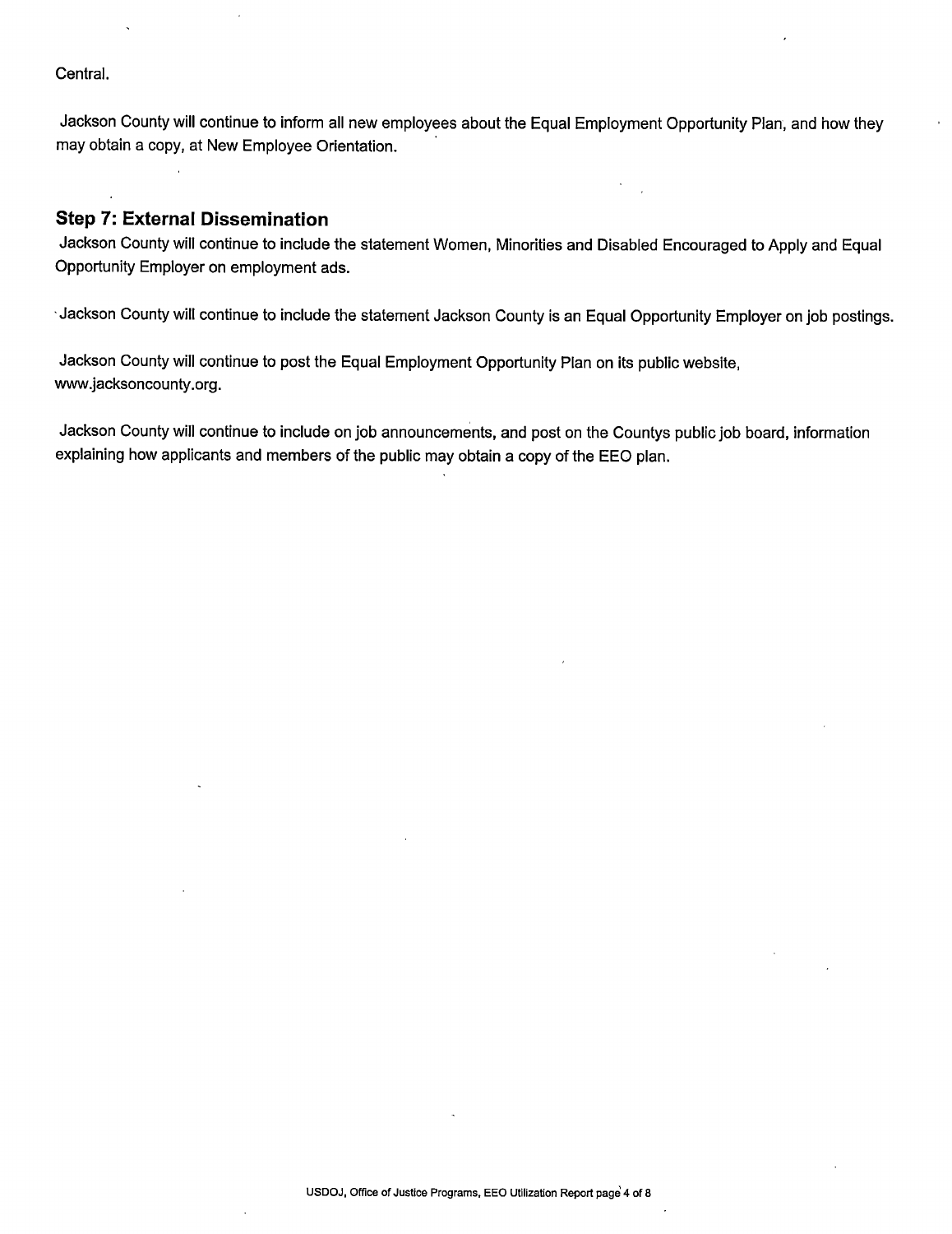Central.

Jackson County will continue to inform all new employees about the Equal Employment Opportunity Plan, and how they may obtain a copy, at New Employee Orientation.

### Step 7: External Dissemination

Jackson County will continue to include the statement Women, Minorities and Disabled Encouraged to Apply and Equal Opportunity Employer on employment ads.

Jackson County will continue to include the statement Jackson County is an Equal Opportunity Employer on job postings.

Jackson County will continue to post the Equal Employment Opportunity Plan on its public website, www.jacksoncounty.org.

Jackson County will continue to include on job announcements, and post on the Countys public job board, information explaining how applicants and members of the public may obtain a copy of the EEO plan.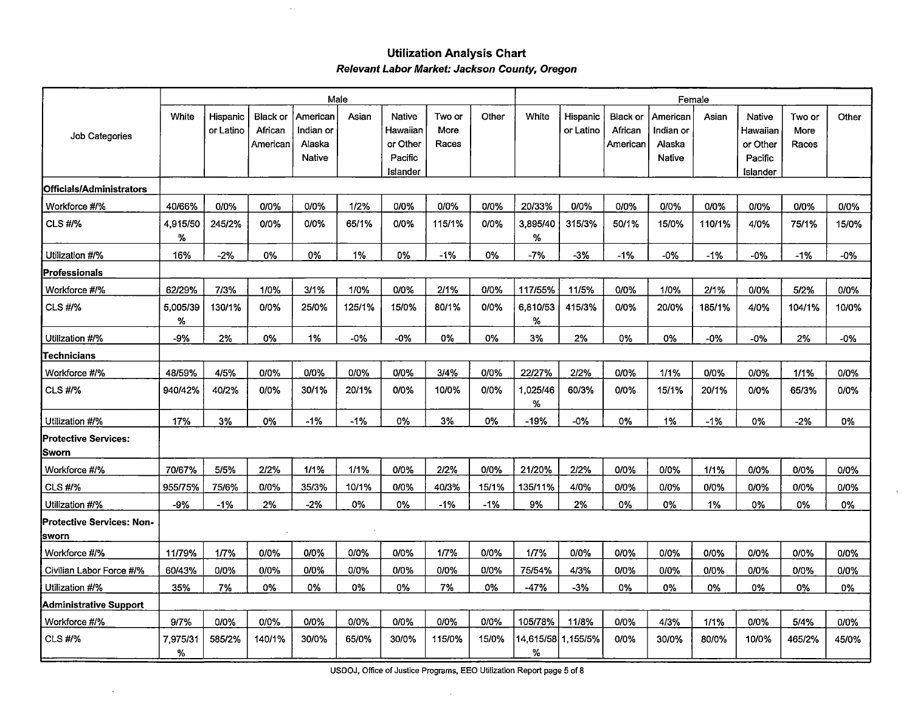## Utilization Analysis Chart

***Relevant Labor Market: Jackson County, Oregon***

| Job Categories | Male | | | | | | | | Female | | | | | | | |
|---|---|---|---|---|---|---|---|---|---|---|---|---|---|---|---|---|
| | White | Hispanic or Latino | Black or African American | American Indian or Alaska Native | Asian | Native Hawaiian or Other Pacific Islander | Two or More Races | Other | White | Hispanic or Latino | Black or African American | American Indian or Alaska Native | Asian | Native Hawaiian or Other Pacific Islander | Two or More Races | Other |
| **Officials/Administrators** | | | | | | | | | | | | | | | | |
| Workforce #/% | 40/66% | 0/0% | 0/0% | 0/0% | 1/2% | 0/0% | 0/0% | 0/0% | 20/33% | 0/0% | 0/0% | 0/0% | 0/0% | 0/0% | 0/0% | 0/0% |
| CLS #/% | 4,915/50 % | 245/2% | 0/0% | 0/0% | 65/1% | 0/0% | 115/1% | 0/0% | 3,895/40 % | 315/3% | 50/1% | 15/0% | 110/1% | 4/0% | 75/1% | 15/0% |
| Utilization #/% | 16% | -2% | 0% | 0% | 1% | 0% | -1% | 0% | -7% | -3% | -1% | -0% | -1% | -0% | -1% | -0% |
| **Professionals** | | | | | | | | | | | | | | | | |
| Workforce #/% | 62/29% | 7/3% | 1/0% | 3/1% | 1/0% | 0/0% | 2/1% | 0/0% | 117/55% | 11/5% | 0/0% | 1/0% | 2/1% | 0/0% | 5/2% | 0/0% |
| CLS #/% | 5,005/39 % | 130/1% | 0/0% | 25/0% | 125/1% | 15/0% | 80/1% | 0/0% | 6,810/53 % | 415/3% | 0/0% | 20/0% | 185/1% | 4/0% | 104/1% | 10/0% |
| Utilization #/% | -9% | 2% | 0% | 1% | -0% | -0% | 0% | 0% | 3% | 2% | 0% | 0% | -0% | -0% | 2% | -0% |
| **Technicians** | | | | | | | | | | | | | | | | |
| Workforce #/% | 48/59% | 4/5% | 0/0% | 0/0% | 0/0% | 0/0% | 3/4% | 0/0% | 22/27% | 2/2% | 0/0% | 1/1% | 0/0% | 0/0% | 1/1% | 0/0% |
| CLS #/% | 940/42% | 40/2% | 0/0% | 30/1% | 20/1% | 0/0% | 10/0% | 0/0% | 1,025/46 % | 60/3% | 0/0% | 15/1% | 20/1% | 0/0% | 65/3% | 0/0% |
| Utilization #/% | 17% | 3% | 0% | -1% | -1% | 0% | 3% | 0% | -19% | -0% | 0% | 1% | -1% | 0% | -2% | 0% |
| **Protective Services: Sworn** | | | | | | | | | | | | | | | | |
| Workforce #/% | 70/67% | 5/5% | 2/2% | 1/1% | 1/1% | 0/0% | 2/2% | 0/0% | 21/20% | 2/2% | 0/0% | 0/0% | 1/1% | 0/0% | 0/0% | 0/0% |
| CLS #/% | 955/75% | 75/6% | 0/0% | 35/3% | 10/1% | 0/0% | 40/3% | 15/1% | 135/11% | 4/0% | 0/0% | 0/0% | 0/0% | 0/0% | 0/0% | 0/0% |
| Utilization #/% | -9% | -1% | 2% | -2% | 0% | 0% | -1% | -1% | 9% | 2% | 0% | 0% | 1% | 0% | 0% | 0% |
| **Protective Services: Non-sworn** | | | | | | | | | | | | | | | | |
| Workforce #/% | 11/79% | 1/7% | 0/0% | 0/0% | 0/0% | 0/0% | 1/7% | 0/0% | 1/7% | 0/0% | 0/0% | 0/0% | 0/0% | 0/0% | 0/0% | 0/0% |
| Civilian Labor Force #/% | 60/43% | 0/0% | 0/0% | 0/0% | 0/0% | 0/0% | 0/0% | 0/0% | 75/54% | 4/3% | 0/0% | 0/0% | 0/0% | 0/0% | 0/0% | 0/0% |
| Utilization #/% | 35% | 7% | 0% | 0% | 0% | 0% | 7% | 0% | -47% | -3% | 0% | 0% | 0% | 0% | 0% | 0% |
| **Administrative Support** | | | | | | | | | | | | | | | | |
| Workforce #/% | 9/7% | 0/0% | 0/0% | 0/0% | 0/0% | 0/0% | 0/0% | 0/0% | 105/78% | 11/8% | 0/0% | 4/3% | 1/1% | 0/0% | 5/4% | 0/0% |
| CLS #/% | 7,975/31 % | 585/2% | 140/1% | 30/0% | 65/0% | 30/0% | 115/0% | 15/0% | 14,615/58 % | 1,155/5% | 0/0% | 30/0% | 80/0% | 10/0% | 465/2% | 45/0% |

USDOJ, Office of Justice Programs, EEO Utilization Report page 5 of 8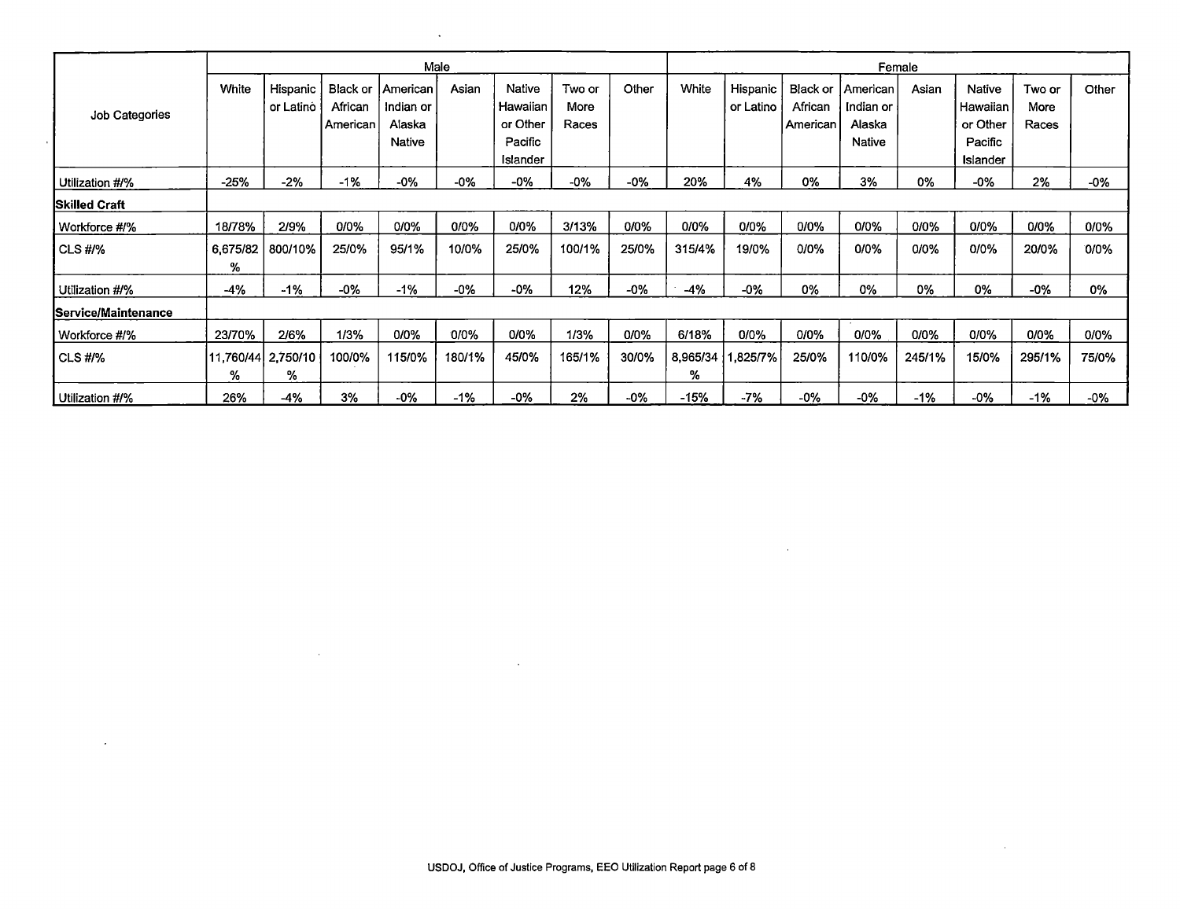| Job Categories | Male | | | | | | | | Female | | | | | | | |
|---|---|---|---|---|---|---|---|---|---|---|---|---|---|---|---|---|
| | White | Hispanic or Latino | Black or African American | American Indian or Alaska Native | Asian | Native Hawaiian or Other Pacific Islander | Two or More Races | Other | White | Hispanic or Latino | Black or African American | American Indian or Alaska Native | Asian | Native Hawaiian or Other Pacific Islander | Two or More Races | Other |
| Utilization #/% | -25% | -2% | -1% | -0% | -0% | -0% | -0% | -0% | 20% | 4% | 0% | 3% | 0% | -0% | 2% | -0% |
| **Skilled Craft** | | | | | | | | | | | | | | | | |
| Workforce #/% | 18/78% | 2/9% | 0/0% | 0/0% | 0/0% | 0/0% | 3/13% | 0/0% | 0/0% | 0/0% | 0/0% | 0/0% | 0/0% | 0/0% | 0/0% | 0/0% |
| CLS #/% | 6,675/82% | 800/10% | 25/0% | 95/1% | 10/0% | 25/0% | 100/1% | 25/0% | 315/4% | 19/0% | 0/0% | 0/0% | 0/0% | 0/0% | 20/0% | 0/0% |
| Utilization #/% | -4% | -1% | -0% | -1% | -0% | -0% | 12% | -0% | -4% | -0% | 0% | 0% | 0% | 0% | -0% | 0% |
| **Service/Maintenance** | | | | | | | | | | | | | | | | |
| Workforce #/% | 23/70% | 2/6% | 1/3% | 0/0% | 0/0% | 0/0% | 1/3% | 0/0% | 6/18% | 0/0% | 0/0% | 0/0% | 0/0% | 0/0% | 0/0% | 0/0% |
| CLS #/% | 11,760/44% | 2,750/10% | 100/0% | 115/0% | 180/1% | 45/0% | 165/1% | 30/0% | 8,965/34% | 1,825/7% | 25/0% | 110/0% | 245/1% | 15/0% | 295/1% | 75/0% |
| Utilization #/% | 26% | -4% | 3% | -0% | -1% | -0% | 2% | -0% | -15% | -7% | -0% | -0% | -1% | -0% | -1% | -0% |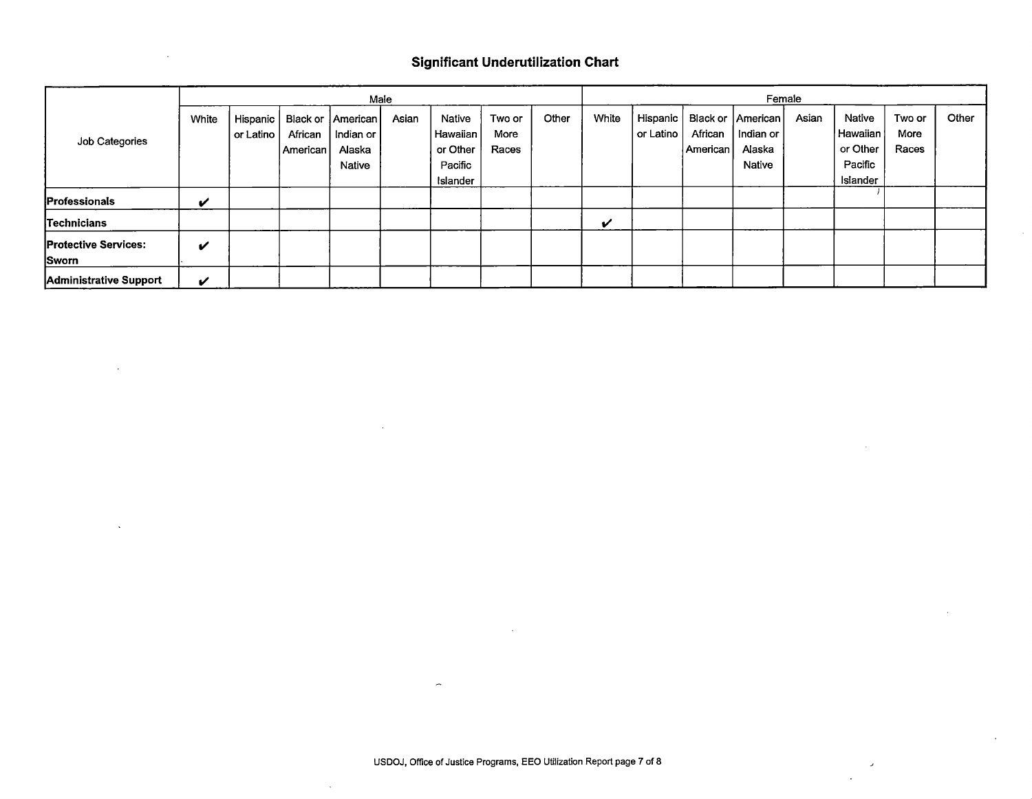## Significant Underutilization Chart

| Job Categories | Male | | | | | | | | Female | | | | | | | |
|---|---|---|---|---|---|---|---|---|---|---|---|---|---|---|---|---|
| | White | Hispanic or Latino | Black or African American | American Indian or Alaska Native | Asian | Native Hawaiian or Other Pacific Islander | Two or More Races | Other | White | Hispanic or Latino | Black or African American | American Indian or Alaska Native | Asian | Native Hawaiian or Other Pacific Islander | Two or More Races | Other |
| **Professionals** | ✔ | | | | | | | | | | | | | | | |
| **Technicians** | | | | | | | | | ✔ | | | | | | | |
| **Protective Services: Sworn** | ✔ | | | | | | | | | | | | | | | |
| **Administrative Support** | ✔ | | | | | | | | | | | | | | | |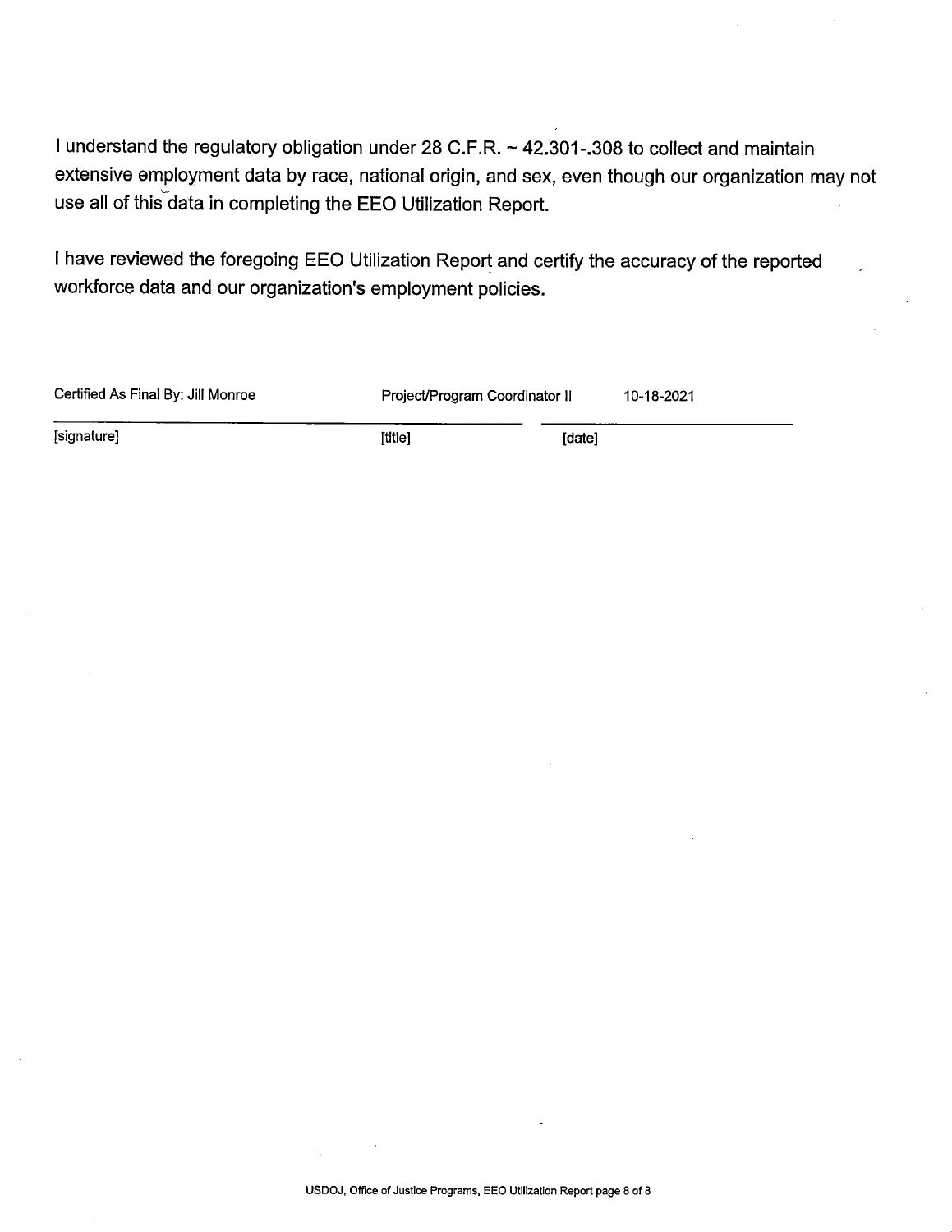I understand the regulatory obligation under 28 C.F.R. ~ 42.301-.308 to collect and maintain extensive employment data by race, national origin, and sex, even though our organization may not use all of this data in completing the EEO Utilization Report.

I have reviewed the foregoing EEO Utilization Report and certify the accuracy of the reported workforce data and our organization's employment policies.

| | | |
|---|---|---|
| Certified As Final By: Jill Monroe | Project/Program Coordinator II | 10-18-2021 |
| [signature] | [title] | [date] |